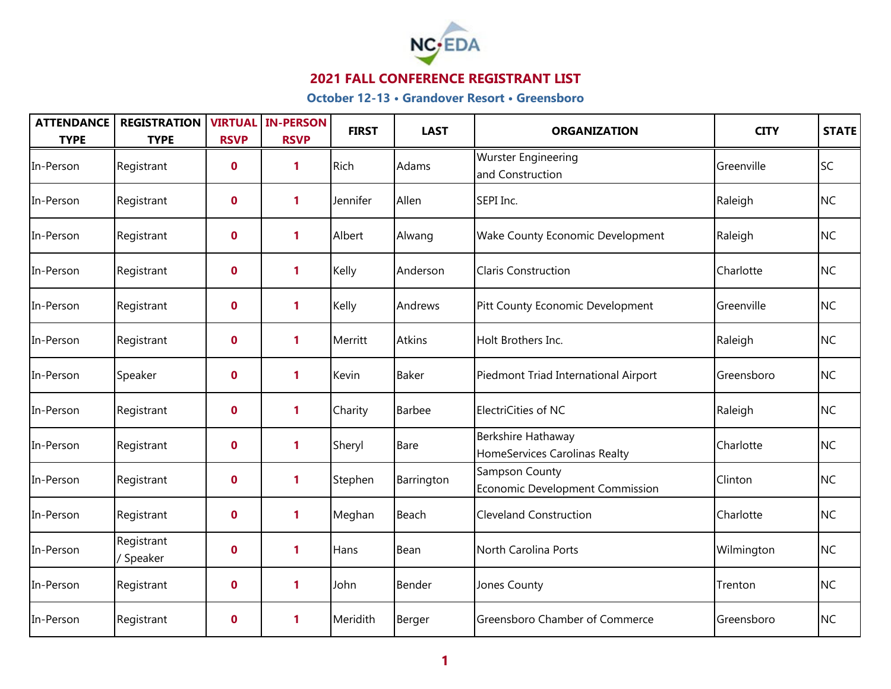# 2021 FALL CONFERENCE REGISTRANT LIST

## October 12-13 • Grandover Resort • Greensboro

| ATTENDANCE TYPE | REGISTRATION TYPE | VIRTUAL RSVP | IN-PERSON RSVP | FIRST | LAST | ORGANIZATION | CITY | STATE |
|---|---|---|---|---|---|---|---|---|
| In-Person | Registrant | 0 | 1 | Rich | Adams | Wurster Engineering and Construction | Greenville | SC |
| In-Person | Registrant | 0 | 1 | Jennifer | Allen | SEPI Inc. | Raleigh | NC |
| In-Person | Registrant | 0 | 1 | Albert | Alwang | Wake County Economic Development | Raleigh | NC |
| In-Person | Registrant | 0 | 1 | Kelly | Anderson | Claris Construction | Charlotte | NC |
| In-Person | Registrant | 0 | 1 | Kelly | Andrews | Pitt County Economic Development | Greenville | NC |
| In-Person | Registrant | 0 | 1 | Merritt | Atkins | Holt Brothers Inc. | Raleigh | NC |
| In-Person | Speaker | 0 | 1 | Kevin | Baker | Piedmont Triad International Airport | Greensboro | NC |
| In-Person | Registrant | 0 | 1 | Charity | Barbee | ElectriCities of NC | Raleigh | NC |
| In-Person | Registrant | 0 | 1 | Sheryl | Bare | Berkshire Hathaway HomeServices Carolinas Realty | Charlotte | NC |
| In-Person | Registrant | 0 | 1 | Stephen | Barrington | Sampson County Economic Development Commission | Clinton | NC |
| In-Person | Registrant | 0 | 1 | Meghan | Beach | Cleveland Construction | Charlotte | NC |
| In-Person | Registrant / Speaker | 0 | 1 | Hans | Bean | North Carolina Ports | Wilmington | NC |
| In-Person | Registrant | 0 | 1 | John | Bender | Jones County | Trenton | NC |
| In-Person | Registrant | 0 | 1 | Meridith | Berger | Greensboro Chamber of Commerce | Greensboro | NC |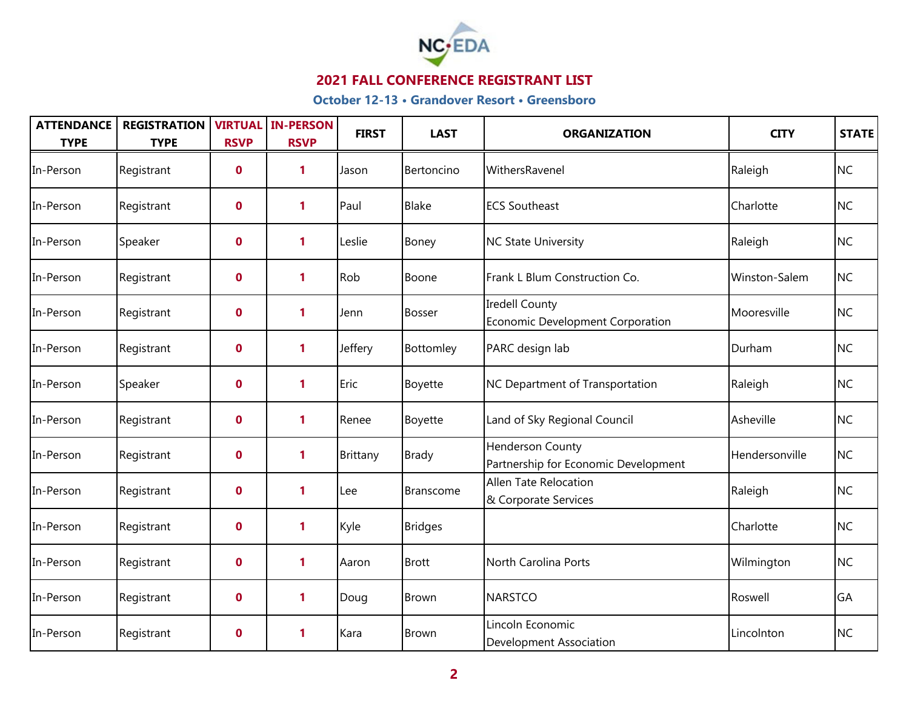## 2021 FALL CONFERENCE REGISTRANT LIST

### October 12-13 • Grandover Resort • Greensboro

| ATTENDANCE TYPE | REGISTRATION TYPE | VIRTUAL RSVP | IN-PERSON RSVP | FIRST | LAST | ORGANIZATION | CITY | STATE |
|---|---|---|---|---|---|---|---|---|
| In-Person | Registrant | 0 | 1 | Jason | Bertoncino | WithersRavenel | Raleigh | NC |
| In-Person | Registrant | 0 | 1 | Paul | Blake | ECS Southeast | Charlotte | NC |
| In-Person | Speaker | 0 | 1 | Leslie | Boney | NC State University | Raleigh | NC |
| In-Person | Registrant | 0 | 1 | Rob | Boone | Frank L Blum Construction Co. | Winston-Salem | NC |
| In-Person | Registrant | 0 | 1 | Jenn | Bosser | Iredell County Economic Development Corporation | Mooresville | NC |
| In-Person | Registrant | 0 | 1 | Jeffery | Bottomley | PARC design lab | Durham | NC |
| In-Person | Speaker | 0 | 1 | Eric | Boyette | NC Department of Transportation | Raleigh | NC |
| In-Person | Registrant | 0 | 1 | Renee | Boyette | Land of Sky Regional Council | Asheville | NC |
| In-Person | Registrant | 0 | 1 | Brittany | Brady | Henderson County Partnership for Economic Development | Hendersonville | NC |
| In-Person | Registrant | 0 | 1 | Lee | Branscome | Allen Tate Relocation & Corporate Services | Raleigh | NC |
| In-Person | Registrant | 0 | 1 | Kyle | Bridges | | Charlotte | NC |
| In-Person | Registrant | 0 | 1 | Aaron | Brott | North Carolina Ports | Wilmington | NC |
| In-Person | Registrant | 0 | 1 | Doug | Brown | NARSTCO | Roswell | GA |
| In-Person | Registrant | 0 | 1 | Kara | Brown | Lincoln Economic Development Association | Lincolnton | NC |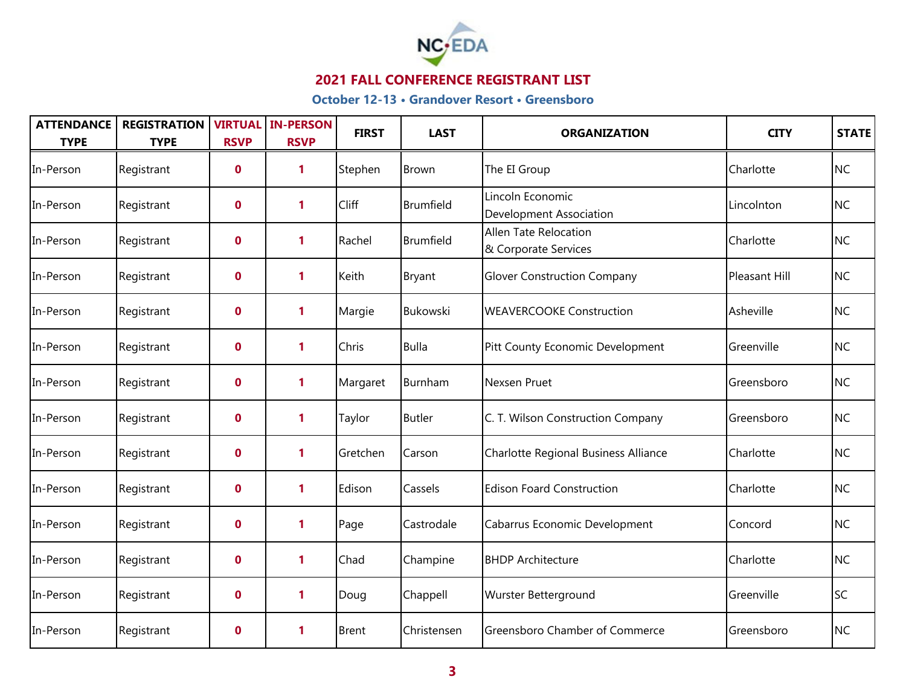## 2021 FALL CONFERENCE REGISTRANT LIST

### October 12-13 • Grandover Resort • Greensboro

| ATTENDANCE TYPE | REGISTRATION TYPE | VIRTUAL RSVP | IN-PERSON RSVP | FIRST | LAST | ORGANIZATION | CITY | STATE |
|---|---|---|---|---|---|---|---|---|
| In-Person | Registrant | 0 | 1 | Stephen | Brown | The EI Group | Charlotte | NC |
| In-Person | Registrant | 0 | 1 | Cliff | Brumfield | Lincoln Economic Development Association | Lincolnton | NC |
| In-Person | Registrant | 0 | 1 | Rachel | Brumfield | Allen Tate Relocation & Corporate Services | Charlotte | NC |
| In-Person | Registrant | 0 | 1 | Keith | Bryant | Glover Construction Company | Pleasant Hill | NC |
| In-Person | Registrant | 0 | 1 | Margie | Bukowski | WEAVERCOOKE Construction | Asheville | NC |
| In-Person | Registrant | 0 | 1 | Chris | Bulla | Pitt County Economic Development | Greenville | NC |
| In-Person | Registrant | 0 | 1 | Margaret | Burnham | Nexsen Pruet | Greensboro | NC |
| In-Person | Registrant | 0 | 1 | Taylor | Butler | C. T. Wilson Construction Company | Greensboro | NC |
| In-Person | Registrant | 0 | 1 | Gretchen | Carson | Charlotte Regional Business Alliance | Charlotte | NC |
| In-Person | Registrant | 0 | 1 | Edison | Cassels | Edison Foard Construction | Charlotte | NC |
| In-Person | Registrant | 0 | 1 | Page | Castrodale | Cabarrus Economic Development | Concord | NC |
| In-Person | Registrant | 0 | 1 | Chad | Champine | BHDP Architecture | Charlotte | NC |
| In-Person | Registrant | 0 | 1 | Doug | Chappell | Wurster Betterground | Greenville | SC |
| In-Person | Registrant | 0 | 1 | Brent | Christensen | Greensboro Chamber of Commerce | Greensboro | NC |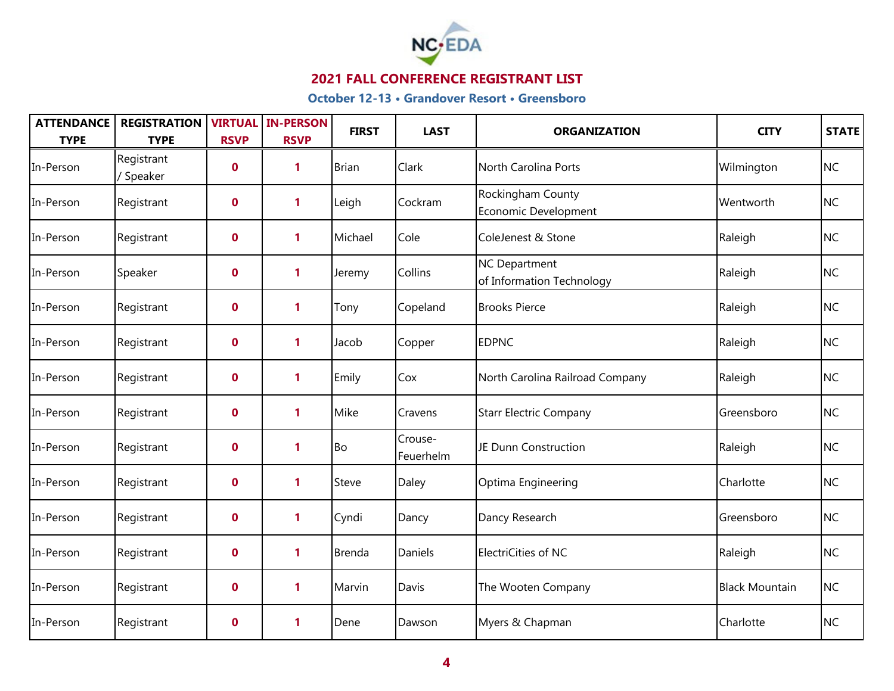## 2021 FALL CONFERENCE REGISTRANT LIST

### October 12-13 • Grandover Resort • Greensboro

| ATTENDANCE TYPE | REGISTRATION TYPE | VIRTUAL RSVP | IN-PERSON RSVP | FIRST | LAST | ORGANIZATION | CITY | STATE |
|---|---|---|---|---|---|---|---|---|
| In-Person | Registrant / Speaker | 0 | 1 | Brian | Clark | North Carolina Ports | Wilmington | NC |
| In-Person | Registrant | 0 | 1 | Leigh | Cockram | Rockingham County Economic Development | Wentworth | NC |
| In-Person | Registrant | 0 | 1 | Michael | Cole | ColeJenest & Stone | Raleigh | NC |
| In-Person | Speaker | 0 | 1 | Jeremy | Collins | NC Department of Information Technology | Raleigh | NC |
| In-Person | Registrant | 0 | 1 | Tony | Copeland | Brooks Pierce | Raleigh | NC |
| In-Person | Registrant | 0 | 1 | Jacob | Copper | EDPNC | Raleigh | NC |
| In-Person | Registrant | 0 | 1 | Emily | Cox | North Carolina Railroad Company | Raleigh | NC |
| In-Person | Registrant | 0 | 1 | Mike | Cravens | Starr Electric Company | Greensboro | NC |
| In-Person | Registrant | 0 | 1 | Bo | Crouse-Feuerhelm | JE Dunn Construction | Raleigh | NC |
| In-Person | Registrant | 0 | 1 | Steve | Daley | Optima Engineering | Charlotte | NC |
| In-Person | Registrant | 0 | 1 | Cyndi | Dancy | Dancy Research | Greensboro | NC |
| In-Person | Registrant | 0 | 1 | Brenda | Daniels | ElectriCities of NC | Raleigh | NC |
| In-Person | Registrant | 0 | 1 | Marvin | Davis | The Wooten Company | Black Mountain | NC |
| In-Person | Registrant | 0 | 1 | Dene | Dawson | Myers & Chapman | Charlotte | NC |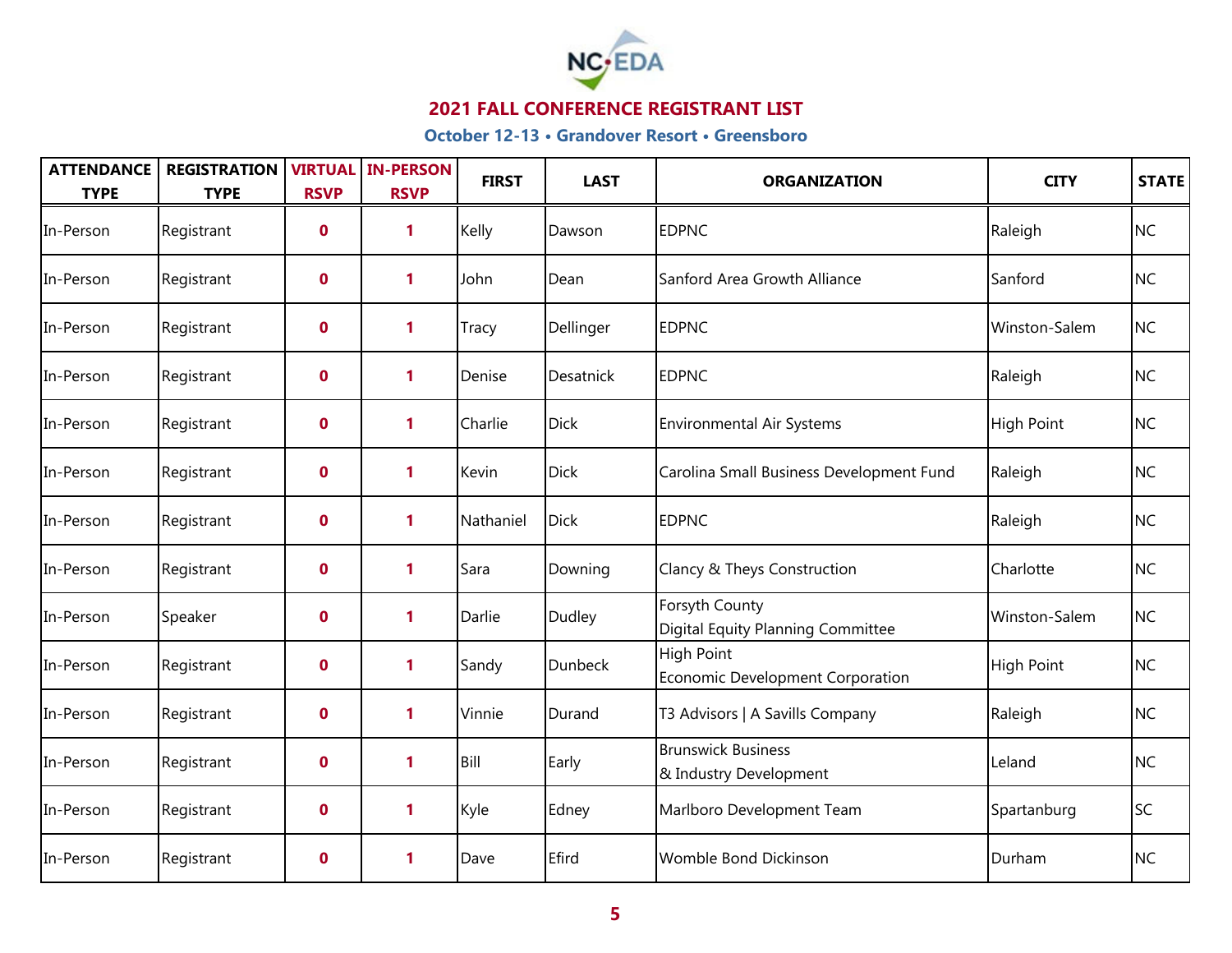## 2021 FALL CONFERENCE REGISTRANT LIST

**October 12-13 • Grandover Resort • Greensboro**

| ATTENDANCE TYPE | REGISTRATION TYPE | VIRTUAL RSVP | IN-PERSON RSVP | FIRST | LAST | ORGANIZATION | CITY | STATE |
|---|---|---|---|---|---|---|---|---|
| In-Person | Registrant | 0 | 1 | Kelly | Dawson | EDPNC | Raleigh | NC |
| In-Person | Registrant | 0 | 1 | John | Dean | Sanford Area Growth Alliance | Sanford | NC |
| In-Person | Registrant | 0 | 1 | Tracy | Dellinger | EDPNC | Winston-Salem | NC |
| In-Person | Registrant | 0 | 1 | Denise | Desatnick | EDPNC | Raleigh | NC |
| In-Person | Registrant | 0 | 1 | Charlie | Dick | Environmental Air Systems | High Point | NC |
| In-Person | Registrant | 0 | 1 | Kevin | Dick | Carolina Small Business Development Fund | Raleigh | NC |
| In-Person | Registrant | 0 | 1 | Nathaniel | Dick | EDPNC | Raleigh | NC |
| In-Person | Registrant | 0 | 1 | Sara | Downing | Clancy & Theys Construction | Charlotte | NC |
| In-Person | Speaker | 0 | 1 | Darlie | Dudley | Forsyth County Digital Equity Planning Committee | Winston-Salem | NC |
| In-Person | Registrant | 0 | 1 | Sandy | Dunbeck | High Point Economic Development Corporation | High Point | NC |
| In-Person | Registrant | 0 | 1 | Vinnie | Durand | T3 Advisors \| A Savills Company | Raleigh | NC |
| In-Person | Registrant | 0 | 1 | Bill | Early | Brunswick Business & Industry Development | Leland | NC |
| In-Person | Registrant | 0 | 1 | Kyle | Edney | Marlboro Development Team | Spartanburg | SC |
| In-Person | Registrant | 0 | 1 | Dave | Efird | Womble Bond Dickinson | Durham | NC |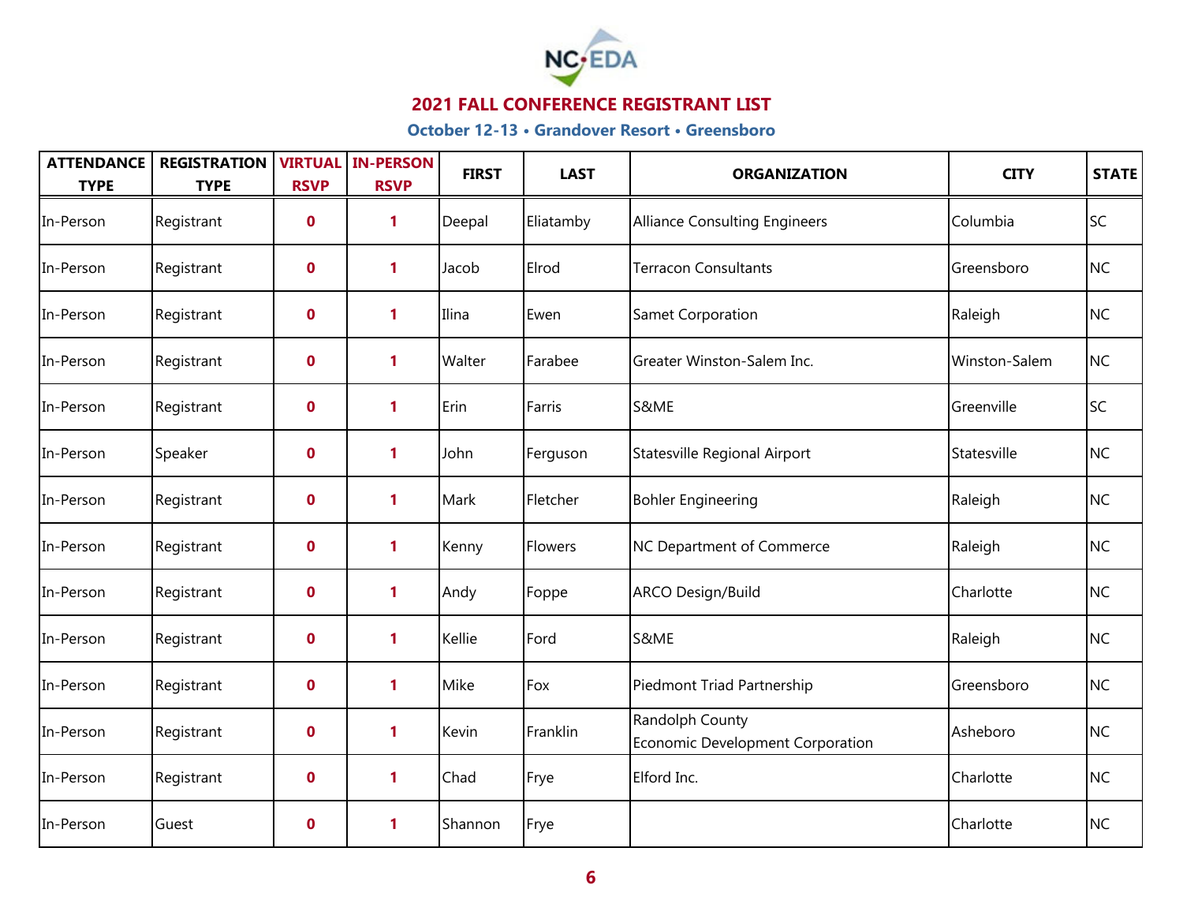## 2021 FALL CONFERENCE REGISTRANT LIST

### October 12-13 • Grandover Resort • Greensboro

| ATTENDANCE TYPE | REGISTRATION TYPE | VIRTUAL RSVP | IN-PERSON RSVP | FIRST | LAST | ORGANIZATION | CITY | STATE |
|---|---|---|---|---|---|---|---|---|
| In-Person | Registrant | 0 | 1 | Deepal | Eliatamby | Alliance Consulting Engineers | Columbia | SC |
| In-Person | Registrant | 0 | 1 | Jacob | Elrod | Terracon Consultants | Greensboro | NC |
| In-Person | Registrant | 0 | 1 | Ilina | Ewen | Samet Corporation | Raleigh | NC |
| In-Person | Registrant | 0 | 1 | Walter | Farabee | Greater Winston-Salem Inc. | Winston-Salem | NC |
| In-Person | Registrant | 0 | 1 | Erin | Farris | S&ME | Greenville | SC |
| In-Person | Speaker | 0 | 1 | John | Ferguson | Statesville Regional Airport | Statesville | NC |
| In-Person | Registrant | 0 | 1 | Mark | Fletcher | Bohler Engineering | Raleigh | NC |
| In-Person | Registrant | 0 | 1 | Kenny | Flowers | NC Department of Commerce | Raleigh | NC |
| In-Person | Registrant | 0 | 1 | Andy | Foppe | ARCO Design/Build | Charlotte | NC |
| In-Person | Registrant | 0 | 1 | Kellie | Ford | S&ME | Raleigh | NC |
| In-Person | Registrant | 0 | 1 | Mike | Fox | Piedmont Triad Partnership | Greensboro | NC |
| In-Person | Registrant | 0 | 1 | Kevin | Franklin | Randolph County Economic Development Corporation | Asheboro | NC |
| In-Person | Registrant | 0 | 1 | Chad | Frye | Elford Inc. | Charlotte | NC |
| In-Person | Guest | 0 | 1 | Shannon | Frye | | Charlotte | NC |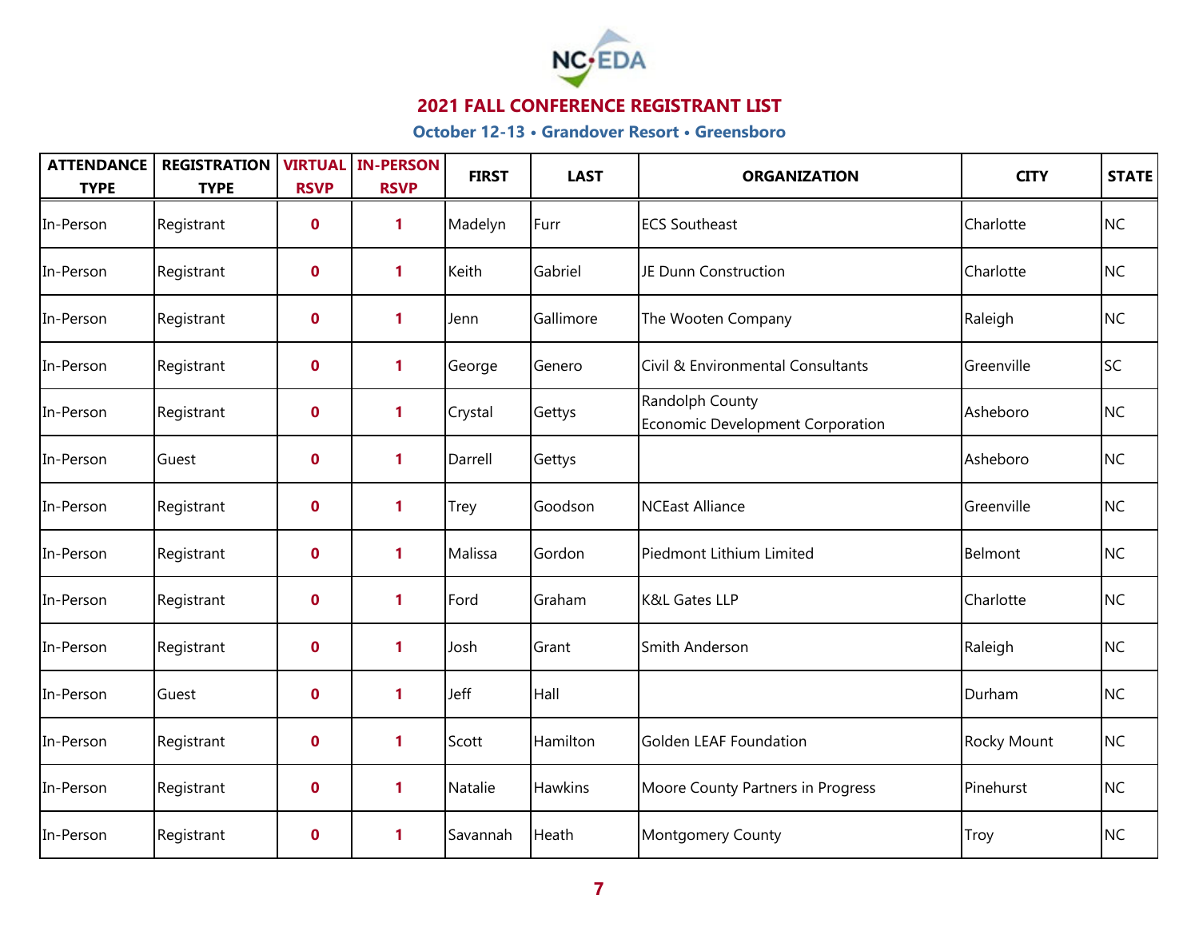## 2021 FALL CONFERENCE REGISTRANT LIST

### October 12-13 • Grandover Resort • Greensboro

| ATTENDANCE TYPE | REGISTRATION TYPE | VIRTUAL RSVP | IN-PERSON RSVP | FIRST | LAST | ORGANIZATION | CITY | STATE |
|---|---|---|---|---|---|---|---|---|
| In-Person | Registrant | 0 | 1 | Madelyn | Furr | ECS Southeast | Charlotte | NC |
| In-Person | Registrant | 0 | 1 | Keith | Gabriel | JE Dunn Construction | Charlotte | NC |
| In-Person | Registrant | 0 | 1 | Jenn | Gallimore | The Wooten Company | Raleigh | NC |
| In-Person | Registrant | 0 | 1 | George | Genero | Civil & Environmental Consultants | Greenville | SC |
| In-Person | Registrant | 0 | 1 | Crystal | Gettys | Randolph County Economic Development Corporation | Asheboro | NC |
| In-Person | Guest | 0 | 1 | Darrell | Gettys | | Asheboro | NC |
| In-Person | Registrant | 0 | 1 | Trey | Goodson | NCEast Alliance | Greenville | NC |
| In-Person | Registrant | 0 | 1 | Malissa | Gordon | Piedmont Lithium Limited | Belmont | NC |
| In-Person | Registrant | 0 | 1 | Ford | Graham | K&L Gates LLP | Charlotte | NC |
| In-Person | Registrant | 0 | 1 | Josh | Grant | Smith Anderson | Raleigh | NC |
| In-Person | Guest | 0 | 1 | Jeff | Hall | | Durham | NC |
| In-Person | Registrant | 0 | 1 | Scott | Hamilton | Golden LEAF Foundation | Rocky Mount | NC |
| In-Person | Registrant | 0 | 1 | Natalie | Hawkins | Moore County Partners in Progress | Pinehurst | NC |
| In-Person | Registrant | 0 | 1 | Savannah | Heath | Montgomery County | Troy | NC |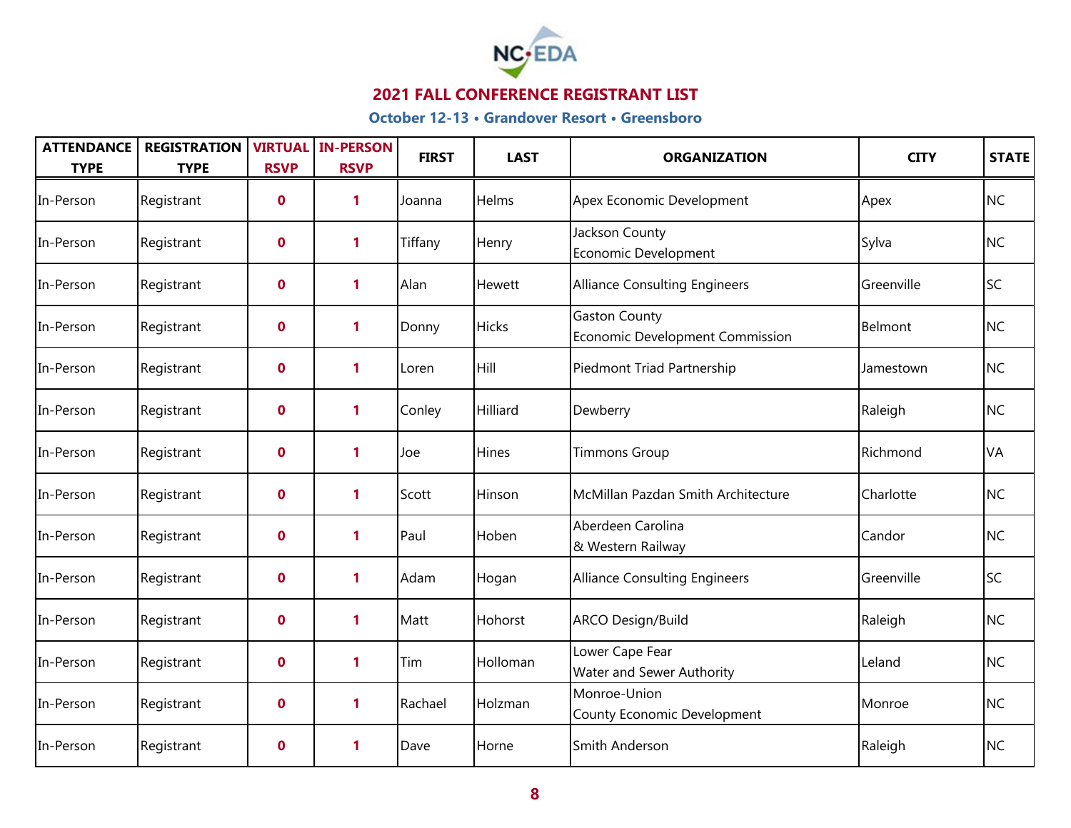## 2021 FALL CONFERENCE REGISTRANT LIST

**October 12-13 • Grandover Resort • Greensboro**

| ATTENDANCE TYPE | REGISTRATION TYPE | VIRTUAL RSVP | IN-PERSON RSVP | FIRST | LAST | ORGANIZATION | CITY | STATE |
|---|---|---|---|---|---|---|---|---|
| In-Person | Registrant | 0 | 1 | Joanna | Helms | Apex Economic Development | Apex | NC |
| In-Person | Registrant | 0 | 1 | Tiffany | Henry | Jackson County Economic Development | Sylva | NC |
| In-Person | Registrant | 0 | 1 | Alan | Hewett | Alliance Consulting Engineers | Greenville | SC |
| In-Person | Registrant | 0 | 1 | Donny | Hicks | Gaston County Economic Development Commission | Belmont | NC |
| In-Person | Registrant | 0 | 1 | Loren | Hill | Piedmont Triad Partnership | Jamestown | NC |
| In-Person | Registrant | 0 | 1 | Conley | Hilliard | Dewberry | Raleigh | NC |
| In-Person | Registrant | 0 | 1 | Joe | Hines | Timmons Group | Richmond | VA |
| In-Person | Registrant | 0 | 1 | Scott | Hinson | McMillan Pazdan Smith Architecture | Charlotte | NC |
| In-Person | Registrant | 0 | 1 | Paul | Hoben | Aberdeen Carolina & Western Railway | Candor | NC |
| In-Person | Registrant | 0 | 1 | Adam | Hogan | Alliance Consulting Engineers | Greenville | SC |
| In-Person | Registrant | 0 | 1 | Matt | Hohorst | ARCO Design/Build | Raleigh | NC |
| In-Person | Registrant | 0 | 1 | Tim | Holloman | Lower Cape Fear Water and Sewer Authority | Leland | NC |
| In-Person | Registrant | 0 | 1 | Rachael | Holzman | Monroe-Union County Economic Development | Monroe | NC |
| In-Person | Registrant | 0 | 1 | Dave | Horne | Smith Anderson | Raleigh | NC |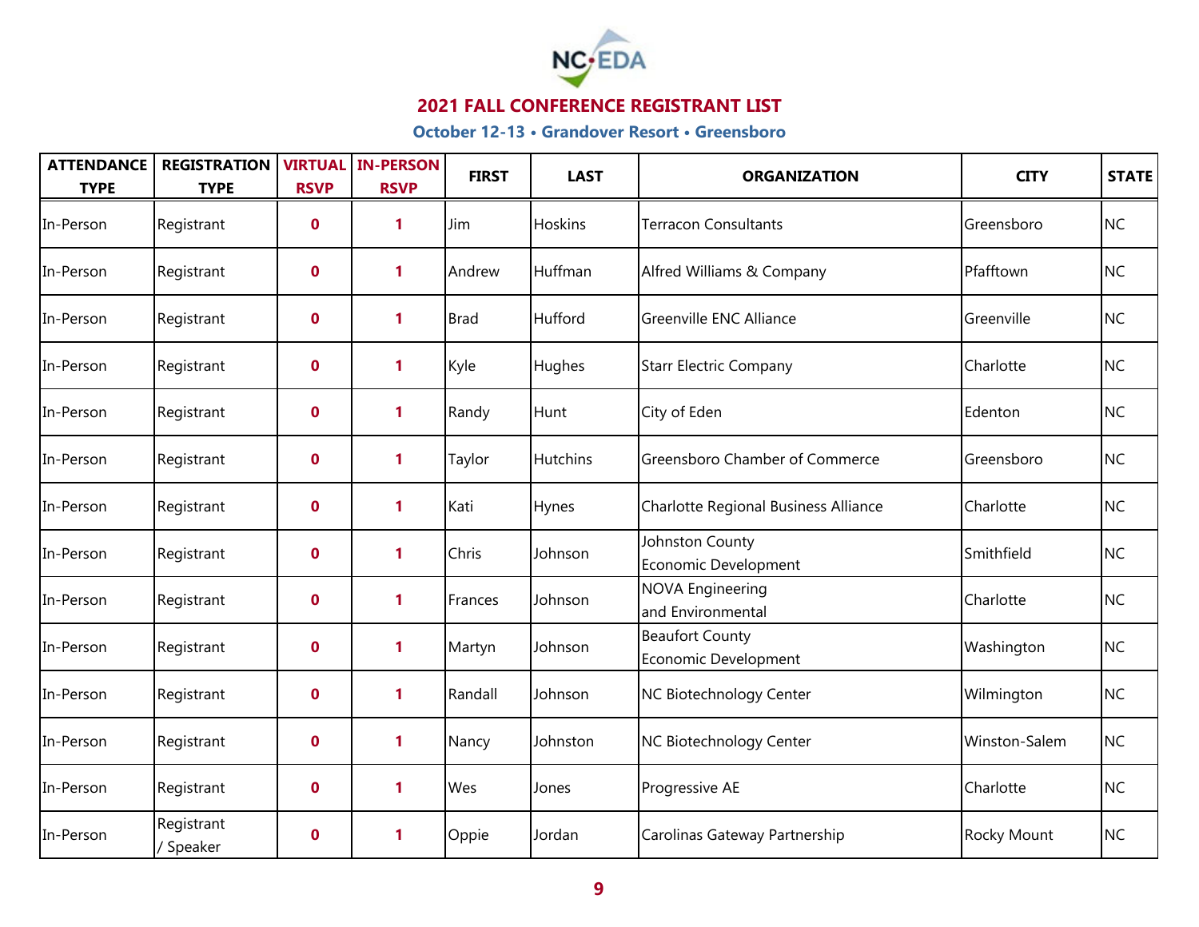## 2021 FALL CONFERENCE REGISTRANT LIST

### October 12-13 • Grandover Resort • Greensboro

| ATTENDANCE TYPE | REGISTRATION TYPE | VIRTUAL RSVP | IN-PERSON RSVP | FIRST | LAST | ORGANIZATION | CITY | STATE |
|---|---|---|---|---|---|---|---|---|
| In-Person | Registrant | 0 | 1 | Jim | Hoskins | Terracon Consultants | Greensboro | NC |
| In-Person | Registrant | 0 | 1 | Andrew | Huffman | Alfred Williams & Company | Pfafftown | NC |
| In-Person | Registrant | 0 | 1 | Brad | Hufford | Greenville ENC Alliance | Greenville | NC |
| In-Person | Registrant | 0 | 1 | Kyle | Hughes | Starr Electric Company | Charlotte | NC |
| In-Person | Registrant | 0 | 1 | Randy | Hunt | City of Eden | Edenton | NC |
| In-Person | Registrant | 0 | 1 | Taylor | Hutchins | Greensboro Chamber of Commerce | Greensboro | NC |
| In-Person | Registrant | 0 | 1 | Kati | Hynes | Charlotte Regional Business Alliance | Charlotte | NC |
| In-Person | Registrant | 0 | 1 | Chris | Johnson | Johnston County Economic Development | Smithfield | NC |
| In-Person | Registrant | 0 | 1 | Frances | Johnson | NOVA Engineering and Environmental | Charlotte | NC |
| In-Person | Registrant | 0 | 1 | Martyn | Johnson | Beaufort County Economic Development | Washington | NC |
| In-Person | Registrant | 0 | 1 | Randall | Johnson | NC Biotechnology Center | Wilmington | NC |
| In-Person | Registrant | 0 | 1 | Nancy | Johnston | NC Biotechnology Center | Winston-Salem | NC |
| In-Person | Registrant | 0 | 1 | Wes | Jones | Progressive AE | Charlotte | NC |
| In-Person | Registrant / Speaker | 0 | 1 | Oppie | Jordan | Carolinas Gateway Partnership | Rocky Mount | NC |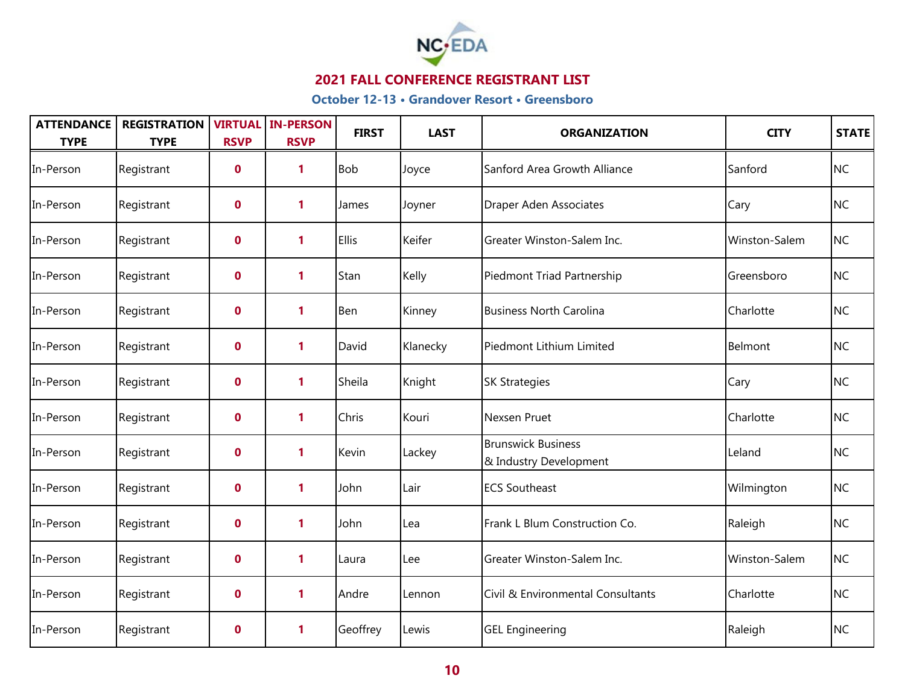## 2021 FALL CONFERENCE REGISTRANT LIST

### October 12-13 • Grandover Resort • Greensboro

| ATTENDANCE TYPE | REGISTRATION TYPE | VIRTUAL RSVP | IN-PERSON RSVP | FIRST | LAST | ORGANIZATION | CITY | STATE |
|---|---|---|---|---|---|---|---|---|
| In-Person | Registrant | 0 | 1 | Bob | Joyce | Sanford Area Growth Alliance | Sanford | NC |
| In-Person | Registrant | 0 | 1 | James | Joyner | Draper Aden Associates | Cary | NC |
| In-Person | Registrant | 0 | 1 | Ellis | Keifer | Greater Winston-Salem Inc. | Winston-Salem | NC |
| In-Person | Registrant | 0 | 1 | Stan | Kelly | Piedmont Triad Partnership | Greensboro | NC |
| In-Person | Registrant | 0 | 1 | Ben | Kinney | Business North Carolina | Charlotte | NC |
| In-Person | Registrant | 0 | 1 | David | Klanecky | Piedmont Lithium Limited | Belmont | NC |
| In-Person | Registrant | 0 | 1 | Sheila | Knight | SK Strategies | Cary | NC |
| In-Person | Registrant | 0 | 1 | Chris | Kouri | Nexsen Pruet | Charlotte | NC |
| In-Person | Registrant | 0 | 1 | Kevin | Lackey | Brunswick Business & Industry Development | Leland | NC |
| In-Person | Registrant | 0 | 1 | John | Lair | ECS Southeast | Wilmington | NC |
| In-Person | Registrant | 0 | 1 | John | Lea | Frank L Blum Construction Co. | Raleigh | NC |
| In-Person | Registrant | 0 | 1 | Laura | Lee | Greater Winston-Salem Inc. | Winston-Salem | NC |
| In-Person | Registrant | 0 | 1 | Andre | Lennon | Civil & Environmental Consultants | Charlotte | NC |
| In-Person | Registrant | 0 | 1 | Geoffrey | Lewis | GEL Engineering | Raleigh | NC |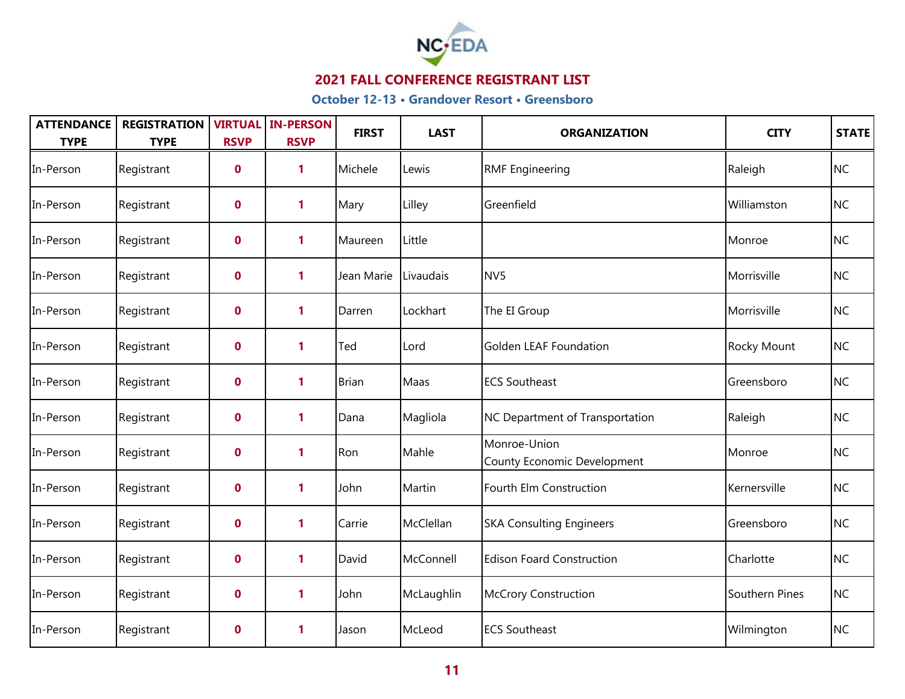## 2021 FALL CONFERENCE REGISTRANT LIST

### October 12-13 • Grandover Resort • Greensboro

| ATTENDANCE TYPE | REGISTRATION TYPE | VIRTUAL RSVP | IN-PERSON RSVP | FIRST | LAST | ORGANIZATION | CITY | STATE |
|---|---|---|---|---|---|---|---|---|
| In-Person | Registrant | 0 | 1 | Michele | Lewis | RMF Engineering | Raleigh | NC |
| In-Person | Registrant | 0 | 1 | Mary | Lilley | Greenfield | Williamston | NC |
| In-Person | Registrant | 0 | 1 | Maureen | Little | | Monroe | NC |
| In-Person | Registrant | 0 | 1 | Jean Marie | Livaudais | NV5 | Morrisville | NC |
| In-Person | Registrant | 0 | 1 | Darren | Lockhart | The EI Group | Morrisville | NC |
| In-Person | Registrant | 0 | 1 | Ted | Lord | Golden LEAF Foundation | Rocky Mount | NC |
| In-Person | Registrant | 0 | 1 | Brian | Maas | ECS Southeast | Greensboro | NC |
| In-Person | Registrant | 0 | 1 | Dana | Magliola | NC Department of Transportation | Raleigh | NC |
| In-Person | Registrant | 0 | 1 | Ron | Mahle | Monroe-Union County Economic Development | Monroe | NC |
| In-Person | Registrant | 0 | 1 | John | Martin | Fourth Elm Construction | Kernersville | NC |
| In-Person | Registrant | 0 | 1 | Carrie | McClellan | SKA Consulting Engineers | Greensboro | NC |
| In-Person | Registrant | 0 | 1 | David | McConnell | Edison Foard Construction | Charlotte | NC |
| In-Person | Registrant | 0 | 1 | John | McLaughlin | McCrory Construction | Southern Pines | NC |
| In-Person | Registrant | 0 | 1 | Jason | McLeod | ECS Southeast | Wilmington | NC |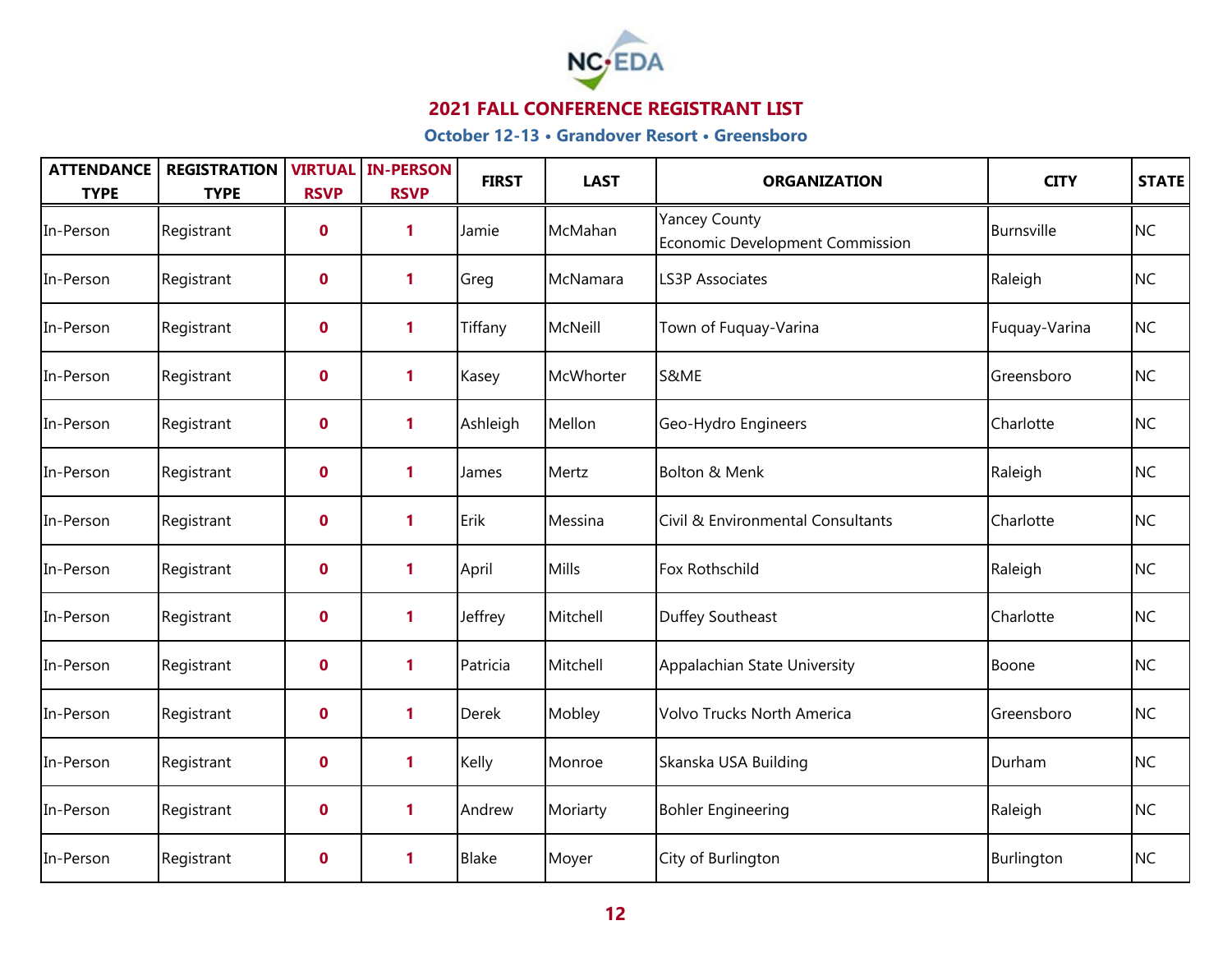## 2021 FALL CONFERENCE REGISTRANT LIST

### October 12-13 • Grandover Resort • Greensboro

| ATTENDANCE TYPE | REGISTRATION TYPE | VIRTUAL RSVP | IN-PERSON RSVP | FIRST | LAST | ORGANIZATION | CITY | STATE |
|---|---|---|---|---|---|---|---|---|
| In-Person | Registrant | 0 | 1 | Jamie | McMahan | Yancey County Economic Development Commission | Burnsville | NC |
| In-Person | Registrant | 0 | 1 | Greg | McNamara | LS3P Associates | Raleigh | NC |
| In-Person | Registrant | 0 | 1 | Tiffany | McNeill | Town of Fuquay-Varina | Fuquay-Varina | NC |
| In-Person | Registrant | 0 | 1 | Kasey | McWhorter | S&ME | Greensboro | NC |
| In-Person | Registrant | 0 | 1 | Ashleigh | Mellon | Geo-Hydro Engineers | Charlotte | NC |
| In-Person | Registrant | 0 | 1 | James | Mertz | Bolton & Menk | Raleigh | NC |
| In-Person | Registrant | 0 | 1 | Erik | Messina | Civil & Environmental Consultants | Charlotte | NC |
| In-Person | Registrant | 0 | 1 | April | Mills | Fox Rothschild | Raleigh | NC |
| In-Person | Registrant | 0 | 1 | Jeffrey | Mitchell | Duffey Southeast | Charlotte | NC |
| In-Person | Registrant | 0 | 1 | Patricia | Mitchell | Appalachian State University | Boone | NC |
| In-Person | Registrant | 0 | 1 | Derek | Mobley | Volvo Trucks North America | Greensboro | NC |
| In-Person | Registrant | 0 | 1 | Kelly | Monroe | Skanska USA Building | Durham | NC |
| In-Person | Registrant | 0 | 1 | Andrew | Moriarty | Bohler Engineering | Raleigh | NC |
| In-Person | Registrant | 0 | 1 | Blake | Moyer | City of Burlington | Burlington | NC |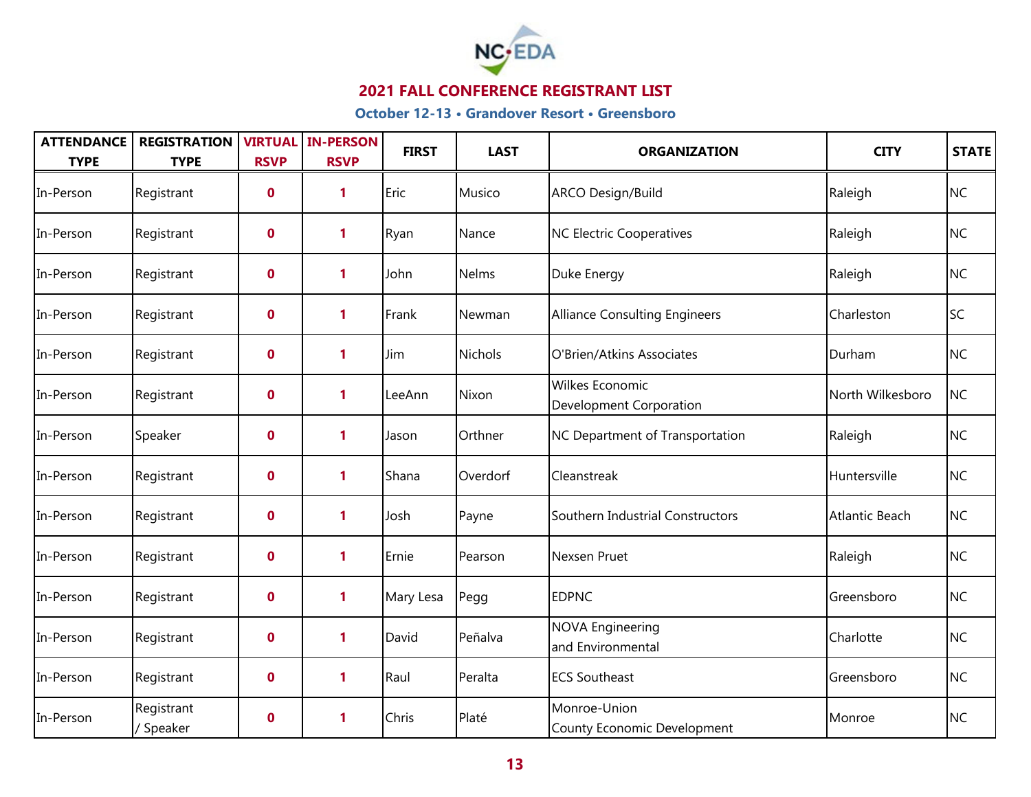## 2021 FALL CONFERENCE REGISTRANT LIST

### October 12-13 • Grandover Resort • Greensboro

| ATTENDANCE TYPE | REGISTRATION TYPE | VIRTUAL RSVP | IN-PERSON RSVP | FIRST | LAST | ORGANIZATION | CITY | STATE |
|---|---|---|---|---|---|---|---|---|
| In-Person | Registrant | 0 | 1 | Eric | Musico | ARCO Design/Build | Raleigh | NC |
| In-Person | Registrant | 0 | 1 | Ryan | Nance | NC Electric Cooperatives | Raleigh | NC |
| In-Person | Registrant | 0 | 1 | John | Nelms | Duke Energy | Raleigh | NC |
| In-Person | Registrant | 0 | 1 | Frank | Newman | Alliance Consulting Engineers | Charleston | SC |
| In-Person | Registrant | 0 | 1 | Jim | Nichols | O'Brien/Atkins Associates | Durham | NC |
| In-Person | Registrant | 0 | 1 | LeeAnn | Nixon | Wilkes Economic Development Corporation | North Wilkesboro | NC |
| In-Person | Speaker | 0 | 1 | Jason | Orthner | NC Department of Transportation | Raleigh | NC |
| In-Person | Registrant | 0 | 1 | Shana | Overdorf | Cleanstreak | Huntersville | NC |
| In-Person | Registrant | 0 | 1 | Josh | Payne | Southern Industrial Constructors | Atlantic Beach | NC |
| In-Person | Registrant | 0 | 1 | Ernie | Pearson | Nexsen Pruet | Raleigh | NC |
| In-Person | Registrant | 0 | 1 | Mary Lesa | Pegg | EDPNC | Greensboro | NC |
| In-Person | Registrant | 0 | 1 | David | Peñalva | NOVA Engineering and Environmental | Charlotte | NC |
| In-Person | Registrant | 0 | 1 | Raul | Peralta | ECS Southeast | Greensboro | NC |
| In-Person | Registrant / Speaker | 0 | 1 | Chris | Platé | Monroe-Union County Economic Development | Monroe | NC |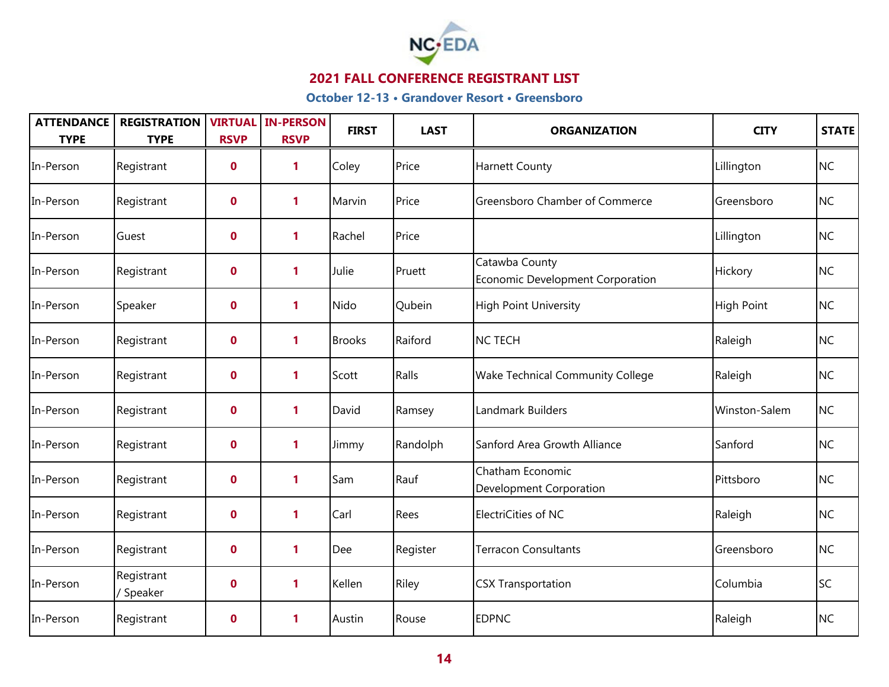## 2021 FALL CONFERENCE REGISTRANT LIST

### October 12-13 • Grandover Resort • Greensboro

| ATTENDANCE TYPE | REGISTRATION TYPE | VIRTUAL RSVP | IN-PERSON RSVP | FIRST | LAST | ORGANIZATION | CITY | STATE |
|---|---|---|---|---|---|---|---|---|
| In-Person | Registrant | 0 | 1 | Coley | Price | Harnett County | Lillington | NC |
| In-Person | Registrant | 0 | 1 | Marvin | Price | Greensboro Chamber of Commerce | Greensboro | NC |
| In-Person | Guest | 0 | 1 | Rachel | Price | | Lillington | NC |
| In-Person | Registrant | 0 | 1 | Julie | Pruett | Catawba County Economic Development Corporation | Hickory | NC |
| In-Person | Speaker | 0 | 1 | Nido | Qubein | High Point University | High Point | NC |
| In-Person | Registrant | 0 | 1 | Brooks | Raiford | NC TECH | Raleigh | NC |
| In-Person | Registrant | 0 | 1 | Scott | Ralls | Wake Technical Community College | Raleigh | NC |
| In-Person | Registrant | 0 | 1 | David | Ramsey | Landmark Builders | Winston-Salem | NC |
| In-Person | Registrant | 0 | 1 | Jimmy | Randolph | Sanford Area Growth Alliance | Sanford | NC |
| In-Person | Registrant | 0 | 1 | Sam | Rauf | Chatham Economic Development Corporation | Pittsboro | NC |
| In-Person | Registrant | 0 | 1 | Carl | Rees | ElectriCities of NC | Raleigh | NC |
| In-Person | Registrant | 0 | 1 | Dee | Register | Terracon Consultants | Greensboro | NC |
| In-Person | Registrant / Speaker | 0 | 1 | Kellen | Riley | CSX Transportation | Columbia | SC |
| In-Person | Registrant | 0 | 1 | Austin | Rouse | EDPNC | Raleigh | NC |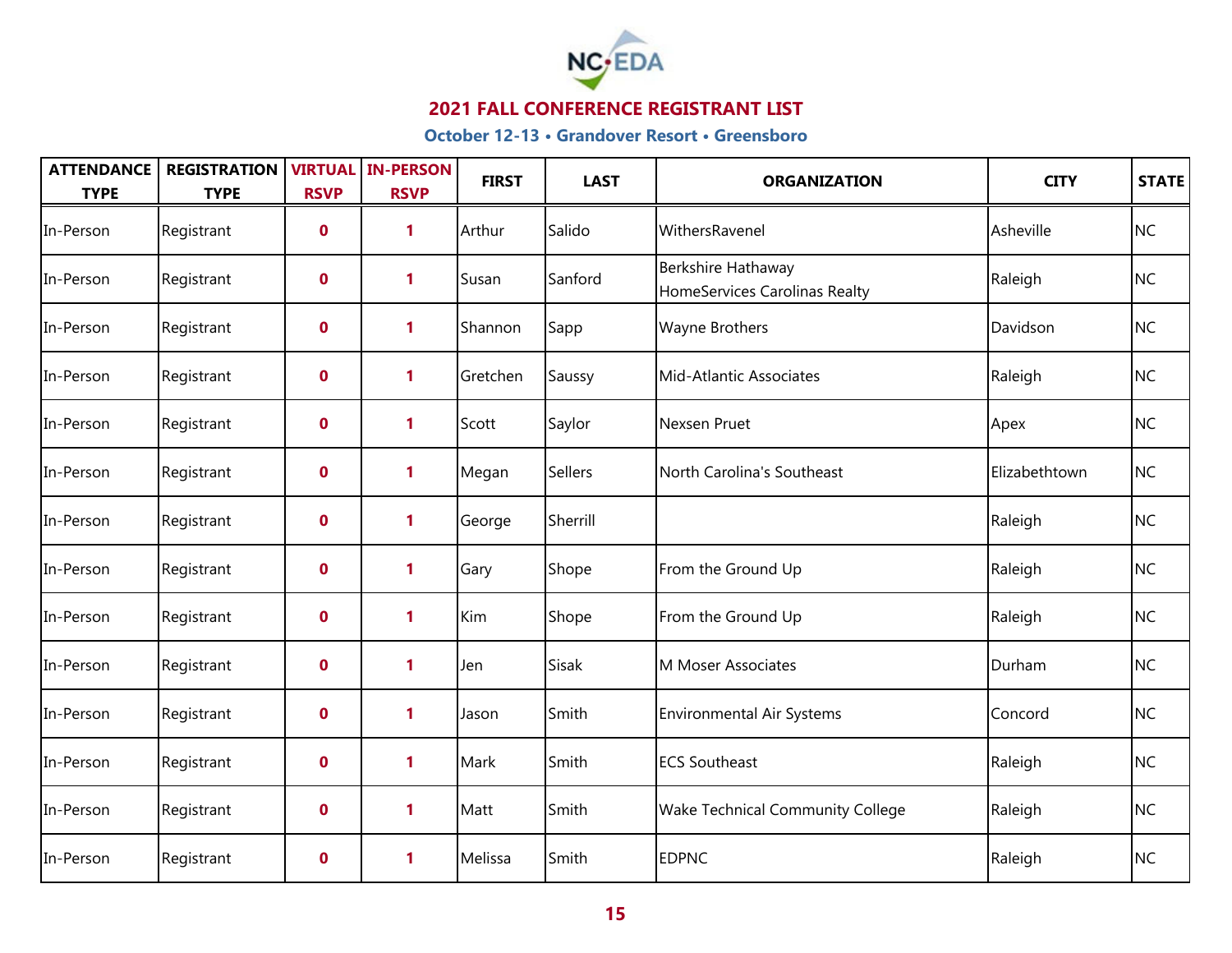## 2021 FALL CONFERENCE REGISTRANT LIST

### October 12-13 • Grandover Resort • Greensboro

| ATTENDANCE TYPE | REGISTRATION TYPE | VIRTUAL RSVP | IN-PERSON RSVP | FIRST | LAST | ORGANIZATION | CITY | STATE |
|---|---|---|---|---|---|---|---|---|
| In-Person | Registrant | 0 | 1 | Arthur | Salido | WithersRavenel | Asheville | NC |
| In-Person | Registrant | 0 | 1 | Susan | Sanford | Berkshire Hathaway HomeServices Carolinas Realty | Raleigh | NC |
| In-Person | Registrant | 0 | 1 | Shannon | Sapp | Wayne Brothers | Davidson | NC |
| In-Person | Registrant | 0 | 1 | Gretchen | Saussy | Mid-Atlantic Associates | Raleigh | NC |
| In-Person | Registrant | 0 | 1 | Scott | Saylor | Nexsen Pruet | Apex | NC |
| In-Person | Registrant | 0 | 1 | Megan | Sellers | North Carolina's Southeast | Elizabethtown | NC |
| In-Person | Registrant | 0 | 1 | George | Sherrill | | Raleigh | NC |
| In-Person | Registrant | 0 | 1 | Gary | Shope | From the Ground Up | Raleigh | NC |
| In-Person | Registrant | 0 | 1 | Kim | Shope | From the Ground Up | Raleigh | NC |
| In-Person | Registrant | 0 | 1 | Jen | Sisak | M Moser Associates | Durham | NC |
| In-Person | Registrant | 0 | 1 | Jason | Smith | Environmental Air Systems | Concord | NC |
| In-Person | Registrant | 0 | 1 | Mark | Smith | ECS Southeast | Raleigh | NC |
| In-Person | Registrant | 0 | 1 | Matt | Smith | Wake Technical Community College | Raleigh | NC |
| In-Person | Registrant | 0 | 1 | Melissa | Smith | EDPNC | Raleigh | NC |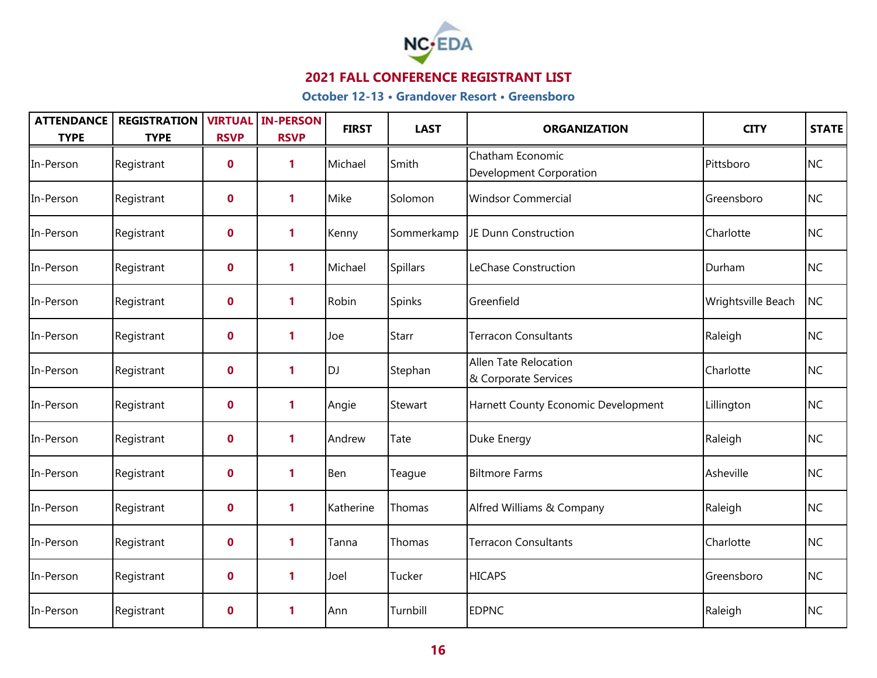## 2021 FALL CONFERENCE REGISTRANT LIST

### October 12-13 • Grandover Resort • Greensboro

| ATTENDANCE TYPE | REGISTRATION TYPE | VIRTUAL RSVP | IN-PERSON RSVP | FIRST | LAST | ORGANIZATION | CITY | STATE |
|---|---|---|---|---|---|---|---|---|
| In-Person | Registrant | 0 | 1 | Michael | Smith | Chatham Economic Development Corporation | Pittsboro | NC |
| In-Person | Registrant | 0 | 1 | Mike | Solomon | Windsor Commercial | Greensboro | NC |
| In-Person | Registrant | 0 | 1 | Kenny | Sommerkamp | JE Dunn Construction | Charlotte | NC |
| In-Person | Registrant | 0 | 1 | Michael | Spillars | LeChase Construction | Durham | NC |
| In-Person | Registrant | 0 | 1 | Robin | Spinks | Greenfield | Wrightsville Beach | NC |
| In-Person | Registrant | 0 | 1 | Joe | Starr | Terracon Consultants | Raleigh | NC |
| In-Person | Registrant | 0 | 1 | DJ | Stephan | Allen Tate Relocation & Corporate Services | Charlotte | NC |
| In-Person | Registrant | 0 | 1 | Angie | Stewart | Harnett County Economic Development | Lillington | NC |
| In-Person | Registrant | 0 | 1 | Andrew | Tate | Duke Energy | Raleigh | NC |
| In-Person | Registrant | 0 | 1 | Ben | Teague | Biltmore Farms | Asheville | NC |
| In-Person | Registrant | 0 | 1 | Katherine | Thomas | Alfred Williams & Company | Raleigh | NC |
| In-Person | Registrant | 0 | 1 | Tanna | Thomas | Terracon Consultants | Charlotte | NC |
| In-Person | Registrant | 0 | 1 | Joel | Tucker | HICAPS | Greensboro | NC |
| In-Person | Registrant | 0 | 1 | Ann | Turnbill | EDPNC | Raleigh | NC |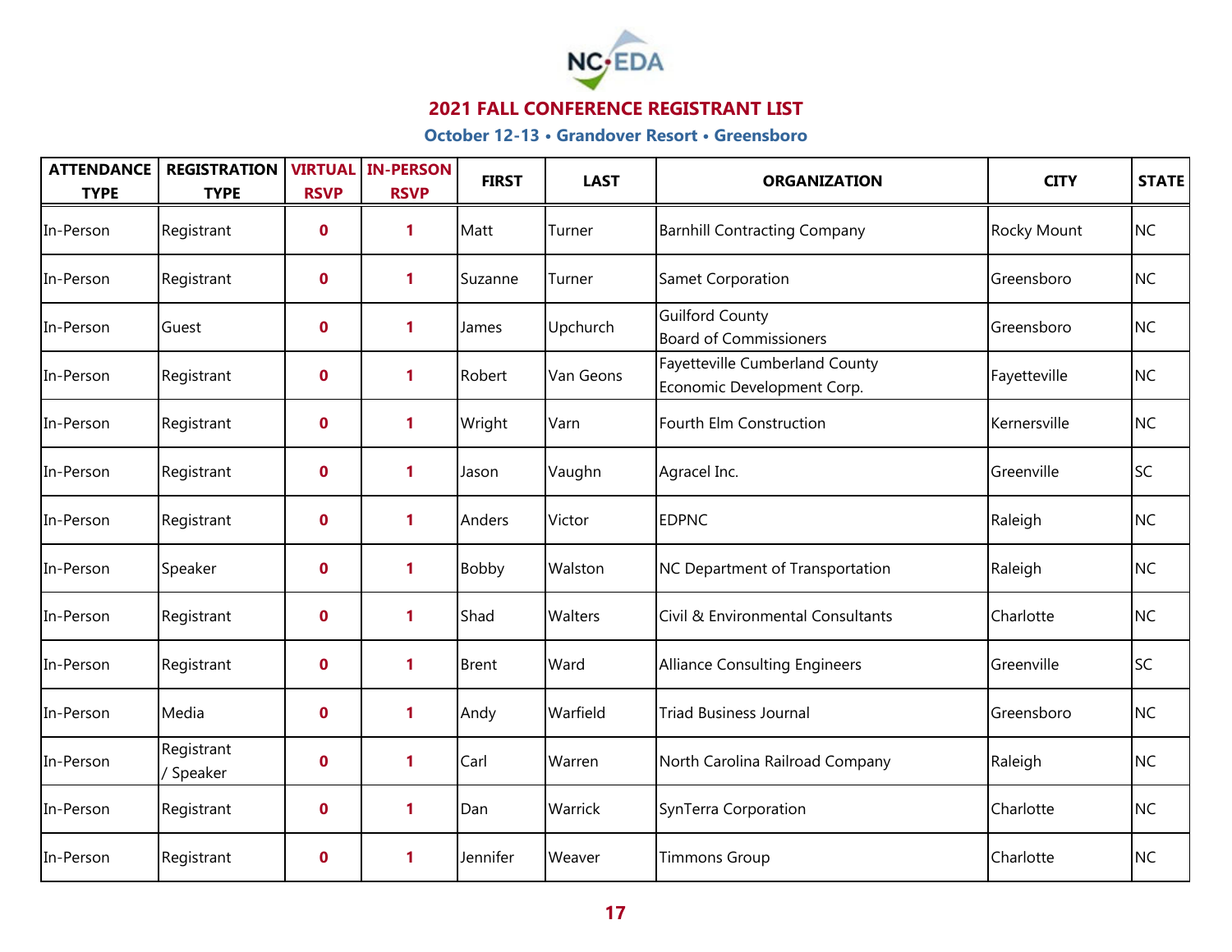## 2021 FALL CONFERENCE REGISTRANT LIST

### October 12-13 • Grandover Resort • Greensboro

| ATTENDANCE TYPE | REGISTRATION TYPE | VIRTUAL RSVP | IN-PERSON RSVP | FIRST | LAST | ORGANIZATION | CITY | STATE |
|---|---|---|---|---|---|---|---|---|
| In-Person | Registrant | 0 | 1 | Matt | Turner | Barnhill Contracting Company | Rocky Mount | NC |
| In-Person | Registrant | 0 | 1 | Suzanne | Turner | Samet Corporation | Greensboro | NC |
| In-Person | Guest | 0 | 1 | James | Upchurch | Guilford County Board of Commissioners | Greensboro | NC |
| In-Person | Registrant | 0 | 1 | Robert | Van Geons | Fayetteville Cumberland County Economic Development Corp. | Fayetteville | NC |
| In-Person | Registrant | 0 | 1 | Wright | Varn | Fourth Elm Construction | Kernersville | NC |
| In-Person | Registrant | 0 | 1 | Jason | Vaughn | Agracel Inc. | Greenville | SC |
| In-Person | Registrant | 0 | 1 | Anders | Victor | EDPNC | Raleigh | NC |
| In-Person | Speaker | 0 | 1 | Bobby | Walston | NC Department of Transportation | Raleigh | NC |
| In-Person | Registrant | 0 | 1 | Shad | Walters | Civil & Environmental Consultants | Charlotte | NC |
| In-Person | Registrant | 0 | 1 | Brent | Ward | Alliance Consulting Engineers | Greenville | SC |
| In-Person | Media | 0 | 1 | Andy | Warfield | Triad Business Journal | Greensboro | NC |
| In-Person | Registrant / Speaker | 0 | 1 | Carl | Warren | North Carolina Railroad Company | Raleigh | NC |
| In-Person | Registrant | 0 | 1 | Dan | Warrick | SynTerra Corporation | Charlotte | NC |
| In-Person | Registrant | 0 | 1 | Jennifer | Weaver | Timmons Group | Charlotte | NC |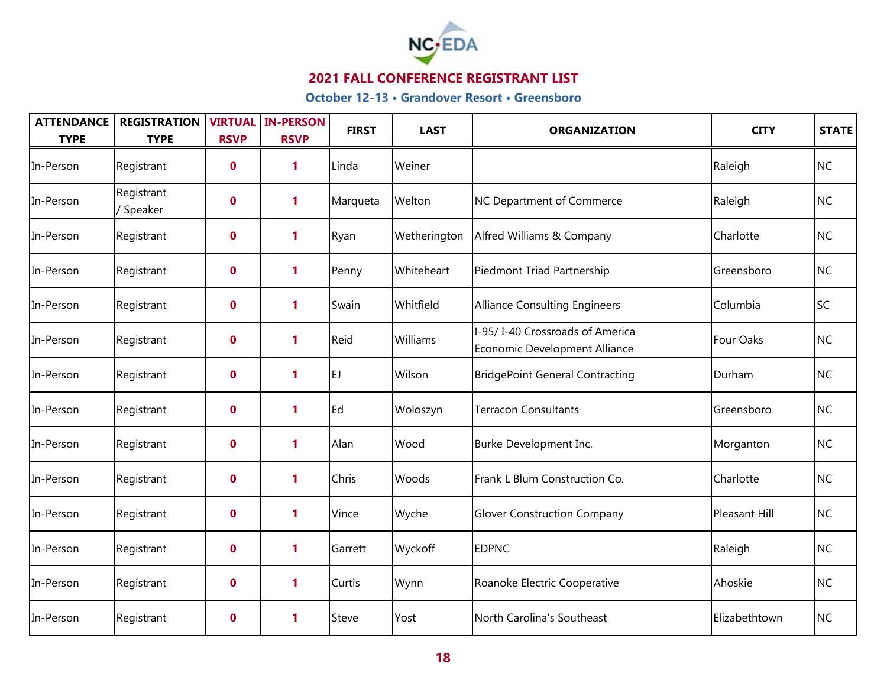## 2021 FALL CONFERENCE REGISTRANT LIST

### October 12-13 • Grandover Resort • Greensboro

| ATTENDANCE TYPE | REGISTRATION TYPE | VIRTUAL RSVP | IN-PERSON RSVP | FIRST | LAST | ORGANIZATION | CITY | STATE |
|---|---|---|---|---|---|---|---|---|
| In-Person | Registrant | 0 | 1 | Linda | Weiner | | Raleigh | NC |
| In-Person | Registrant / Speaker | 0 | 1 | Marqueta | Welton | NC Department of Commerce | Raleigh | NC |
| In-Person | Registrant | 0 | 1 | Ryan | Wetherington | Alfred Williams & Company | Charlotte | NC |
| In-Person | Registrant | 0 | 1 | Penny | Whiteheart | Piedmont Triad Partnership | Greensboro | NC |
| In-Person | Registrant | 0 | 1 | Swain | Whitfield | Alliance Consulting Engineers | Columbia | SC |
| In-Person | Registrant | 0 | 1 | Reid | Williams | I-95/ I-40 Crossroads of America Economic Development Alliance | Four Oaks | NC |
| In-Person | Registrant | 0 | 1 | EJ | Wilson | BridgePoint General Contracting | Durham | NC |
| In-Person | Registrant | 0 | 1 | Ed | Woloszyn | Terracon Consultants | Greensboro | NC |
| In-Person | Registrant | 0 | 1 | Alan | Wood | Burke Development Inc. | Morganton | NC |
| In-Person | Registrant | 0 | 1 | Chris | Woods | Frank L Blum Construction Co. | Charlotte | NC |
| In-Person | Registrant | 0 | 1 | Vince | Wyche | Glover Construction Company | Pleasant Hill | NC |
| In-Person | Registrant | 0 | 1 | Garrett | Wyckoff | EDPNC | Raleigh | NC |
| In-Person | Registrant | 0 | 1 | Curtis | Wynn | Roanoke Electric Cooperative | Ahoskie | NC |
| In-Person | Registrant | 0 | 1 | Steve | Yost | North Carolina's Southeast | Elizabethtown | NC |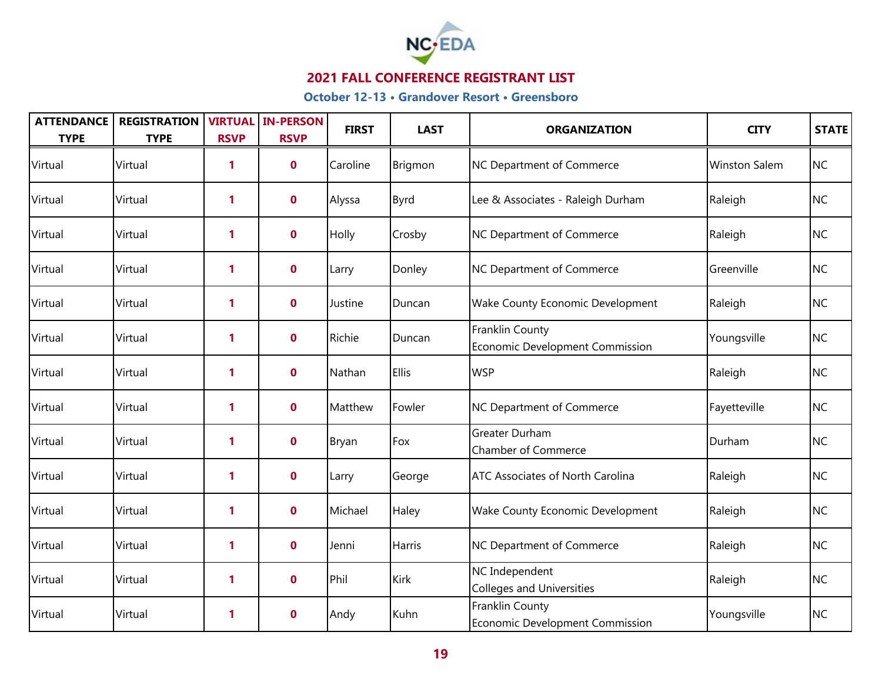## 2021 FALL CONFERENCE REGISTRANT LIST

### October 12-13 • Grandover Resort • Greensboro

| ATTENDANCE TYPE | REGISTRATION TYPE | VIRTUAL RSVP | IN-PERSON RSVP | FIRST | LAST | ORGANIZATION | CITY | STATE |
|---|---|---|---|---|---|---|---|---|
| Virtual | Virtual | 1 | 0 | Caroline | Brigmon | NC Department of Commerce | Winston Salem | NC |
| Virtual | Virtual | 1 | 0 | Alyssa | Byrd | Lee & Associates - Raleigh Durham | Raleigh | NC |
| Virtual | Virtual | 1 | 0 | Holly | Crosby | NC Department of Commerce | Raleigh | NC |
| Virtual | Virtual | 1 | 0 | Larry | Donley | NC Department of Commerce | Greenville | NC |
| Virtual | Virtual | 1 | 0 | Justine | Duncan | Wake County Economic Development | Raleigh | NC |
| Virtual | Virtual | 1 | 0 | Richie | Duncan | Franklin County Economic Development Commission | Youngsville | NC |
| Virtual | Virtual | 1 | 0 | Nathan | Ellis | WSP | Raleigh | NC |
| Virtual | Virtual | 1 | 0 | Matthew | Fowler | NC Department of Commerce | Fayetteville | NC |
| Virtual | Virtual | 1 | 0 | Bryan | Fox | Greater Durham Chamber of Commerce | Durham | NC |
| Virtual | Virtual | 1 | 0 | Larry | George | ATC Associates of North Carolina | Raleigh | NC |
| Virtual | Virtual | 1 | 0 | Michael | Haley | Wake County Economic Development | Raleigh | NC |
| Virtual | Virtual | 1 | 0 | Jenni | Harris | NC Department of Commerce | Raleigh | NC |
| Virtual | Virtual | 1 | 0 | Phil | Kirk | NC Independent Colleges and Universities | Raleigh | NC |
| Virtual | Virtual | 1 | 0 | Andy | Kuhn | Franklin County Economic Development Commission | Youngsville | NC |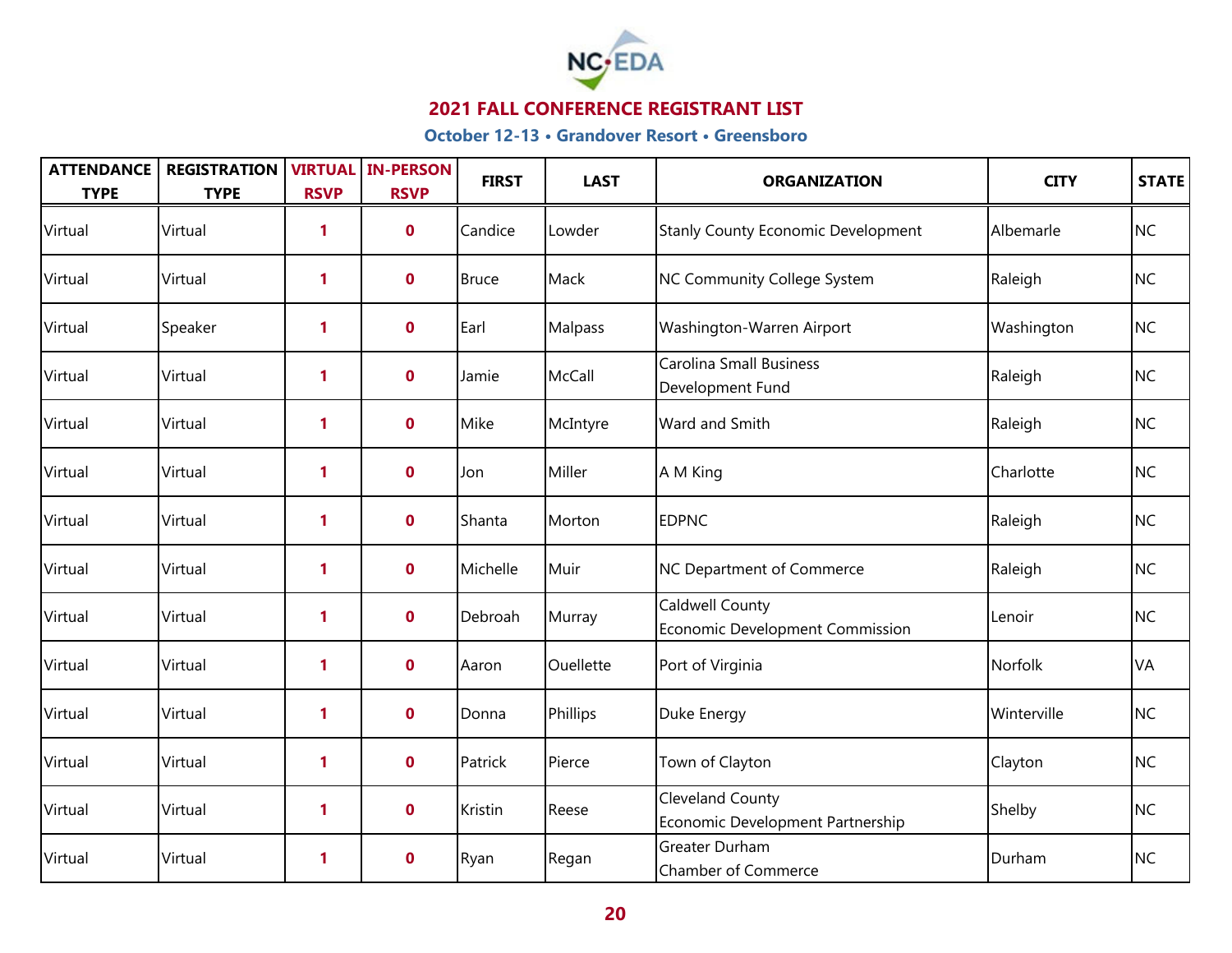## 2021 FALL CONFERENCE REGISTRANT LIST

### October 12-13 • Grandover Resort • Greensboro

| ATTENDANCE TYPE | REGISTRATION TYPE | VIRTUAL RSVP | IN-PERSON RSVP | FIRST | LAST | ORGANIZATION | CITY | STATE |
|---|---|---|---|---|---|---|---|---|
| Virtual | Virtual | 1 | 0 | Candice | Lowder | Stanly County Economic Development | Albemarle | NC |
| Virtual | Virtual | 1 | 0 | Bruce | Mack | NC Community College System | Raleigh | NC |
| Virtual | Speaker | 1 | 0 | Earl | Malpass | Washington-Warren Airport | Washington | NC |
| Virtual | Virtual | 1 | 0 | Jamie | McCall | Carolina Small Business Development Fund | Raleigh | NC |
| Virtual | Virtual | 1 | 0 | Mike | McIntyre | Ward and Smith | Raleigh | NC |
| Virtual | Virtual | 1 | 0 | Jon | Miller | A M King | Charlotte | NC |
| Virtual | Virtual | 1 | 0 | Shanta | Morton | EDPNC | Raleigh | NC |
| Virtual | Virtual | 1 | 0 | Michelle | Muir | NC Department of Commerce | Raleigh | NC |
| Virtual | Virtual | 1 | 0 | Debroah | Murray | Caldwell County Economic Development Commission | Lenoir | NC |
| Virtual | Virtual | 1 | 0 | Aaron | Ouellette | Port of Virginia | Norfolk | VA |
| Virtual | Virtual | 1 | 0 | Donna | Phillips | Duke Energy | Winterville | NC |
| Virtual | Virtual | 1 | 0 | Patrick | Pierce | Town of Clayton | Clayton | NC |
| Virtual | Virtual | 1 | 0 | Kristin | Reese | Cleveland County Economic Development Partnership | Shelby | NC |
| Virtual | Virtual | 1 | 0 | Ryan | Regan | Greater Durham Chamber of Commerce | Durham | NC |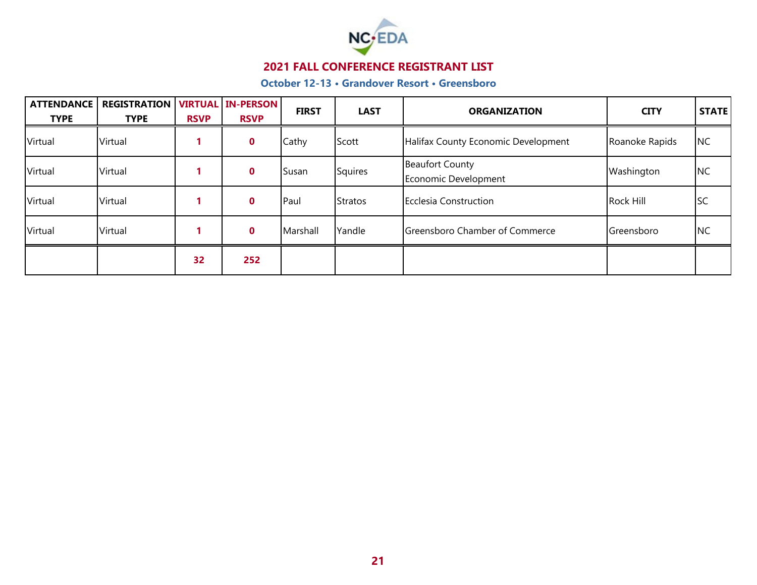NC•EDA

## 2021 FALL CONFERENCE REGISTRANT LIST

### October 12-13 • Grandover Resort • Greensboro

| ATTENDANCE TYPE | REGISTRATION TYPE | VIRTUAL RSVP | IN-PERSON RSVP | FIRST | LAST | ORGANIZATION | CITY | STATE |
|---|---|---|---|---|---|---|---|---|
| Virtual | Virtual | 1 | 0 | Cathy | Scott | Halifax County Economic Development | Roanoke Rapids | NC |
| Virtual | Virtual | 1 | 0 | Susan | Squires | Beaufort County Economic Development | Washington | NC |
| Virtual | Virtual | 1 | 0 | Paul | Stratos | Ecclesia Construction | Rock Hill | SC |
| Virtual | Virtual | 1 | 0 | Marshall | Yandle | Greensboro Chamber of Commerce | Greensboro | NC |
| | | 32 | 252 | | | | | |